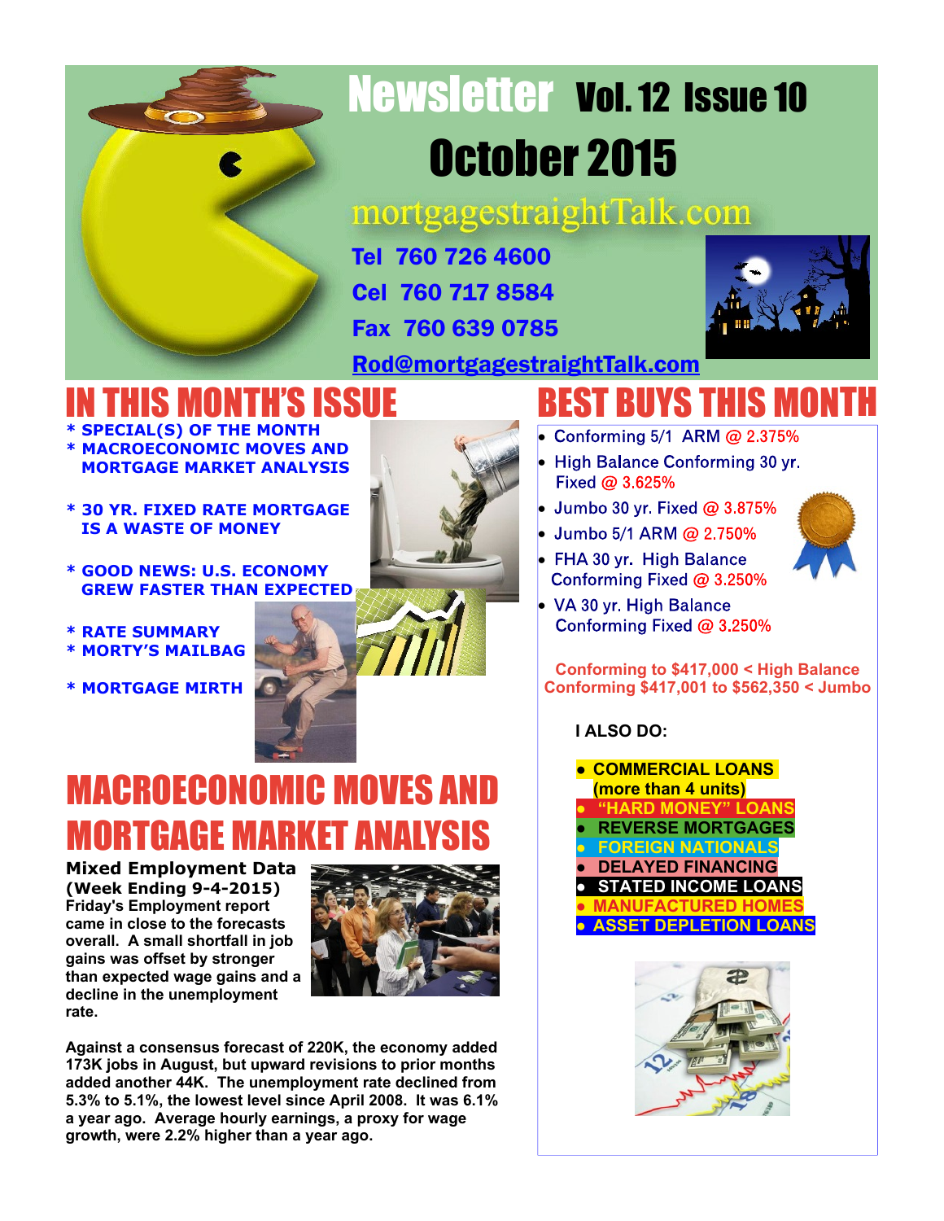# Newsletter Vol. 12 Issue 10

## October 2015

mortgagestraightTalk.com

**Tel 760 726 4600**

**Cel 760 717 8584**

**Fax 760 639 0785**

**Rod@mortgagestraightTalk.com**

# IN THIS MONTH'S ISSUE

- \* SPECIAL(S) OF THE MONTH
- \* MACROECONOMIC MOVES AND MORTGAGE MARKET ANALYSIS
- \* 30 YR. FIXED RATE MORTGAGE IS A WASTE OF MONEY
- \* GOOD NEWS: U.S. ECONOMY GREW FASTER THAN EXPECTED
- \* RATE SUMMARY
- \* MORTY'S MAILBAG
- \* MORTGAGE MIRTH

# BEST BUYS THIS MONTH

- Conforming 5/1 ARM @ 2.375%
- High Balance Conforming 30 yr. Fixed @ 3.625%
- Jumbo 30 yr. Fixed @ 3.875%
- Jumbo 5/1 ARM @ 2.750%
- FHA 30 yr. High Balance Conforming Fixed @ 3.250%
- VA 30 yr. High Balance Conforming Fixed @ 3.250%

**Conforming to $417,000 < High Balance Conforming $417,001 to $562,350 < Jumbo**

**I ALSO DO:**

- **COMMERCIAL LOANS (more than 4 units)**
- **"HARD MONEY" LOANS**
- **REVERSE MORTGAGES**
- **FOREIGN NATIONALS**
- **DELAYED FINANCING**
- **STATED INCOME LOANS**
- **MANUFACTURED HOMES**
- **ASSET DEPLETION LOANS**

# MACROECONOMIC MOVES AND MORTGAGE MARKET ANALYSIS

**Mixed Employment Data (Week Ending 9-4-2015)**

**Friday's Employment report came in close to the forecasts overall. A small shortfall in job gains was offset by stronger than expected wage gains and a decline in the unemployment rate.**

**Against a consensus forecast of 220K, the economy added 173K jobs in August, but upward revisions to prior months added another 44K. The unemployment rate declined from 5.3% to 5.1%, the lowest level since April 2008. It was 6.1% a year ago. Average hourly earnings, a proxy for wage growth, were 2.2% higher than a year ago.**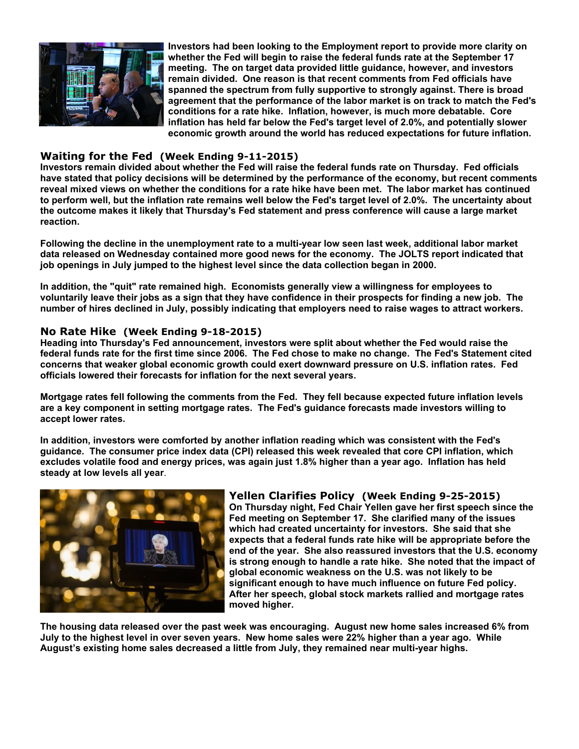**Investors had been looking to the Employment report to provide more clarity on whether the Fed will begin to raise the federal funds rate at the September 17 meeting. The on target data provided little guidance, however, and investors remain divided. One reason is that recent comments from Fed officials have spanned the spectrum from fully supportive to strongly against. There is broad agreement that the performance of the labor market is on track to match the Fed's conditions for a rate hike. Inflation, however, is much more debatable. Core inflation has held far below the Fed's target level of 2.0%, and potentially slower economic growth around the world has reduced expectations for future inflation.**

## Waiting for the Fed (Week Ending 9-11-2015)

**Investors remain divided about whether the Fed will raise the federal funds rate on Thursday. Fed officials have stated that policy decisions will be determined by the performance of the economy, but recent comments reveal mixed views on whether the conditions for a rate hike have been met. The labor market has continued to perform well, but the inflation rate remains well below the Fed's target level of 2.0%. The uncertainty about the outcome makes it likely that Thursday's Fed statement and press conference will cause a large market reaction.**

**Following the decline in the unemployment rate to a multi-year low seen last week, additional labor market data released on Wednesday contained more good news for the economy. The JOLTS report indicated that job openings in July jumped to the highest level since the data collection began in 2000.**

**In addition, the "quit" rate remained high. Economists generally view a willingness for employees to voluntarily leave their jobs as a sign that they have confidence in their prospects for finding a new job. The number of hires declined in July, possibly indicating that employers need to raise wages to attract workers.**

## No Rate Hike (Week Ending 9-18-2015)

**Heading into Thursday's Fed announcement, investors were split about whether the Fed would raise the federal funds rate for the first time since 2006. The Fed chose to make no change. The Fed's Statement cited concerns that weaker global economic growth could exert downward pressure on U.S. inflation rates. Fed officials lowered their forecasts for inflation for the next several years.**

**Mortgage rates fell following the comments from the Fed. They fell because expected future inflation levels are a key component in setting mortgage rates. The Fed's guidance forecasts made investors willing to accept lower rates.**

**In addition, investors were comforted by another inflation reading which was consistent with the Fed's guidance. The consumer price index data (CPI) released this week revealed that core CPI inflation, which excludes volatile food and energy prices, was again just 1.8% higher than a year ago. Inflation has held steady at low levels all year**.

## Yellen Clarifies Policy (Week Ending 9-25-2015)

**On Thursday night, Fed Chair Yellen gave her first speech since the Fed meeting on September 17. She clarified many of the issues which had created uncertainty for investors. She said that she expects that a federal funds rate hike will be appropriate before the end of the year. She also reassured investors that the U.S. economy is strong enough to handle a rate hike. She noted that the impact of global economic weakness on the U.S. was not likely to be significant enough to have much influence on future Fed policy. After her speech, global stock markets rallied and mortgage rates moved higher.**

**The housing data released over the past week was encouraging. August new home sales increased 6% from July to the highest level in over seven years. New home sales were 22% higher than a year ago. While August's existing home sales decreased a little from July, they remained near multi-year highs.**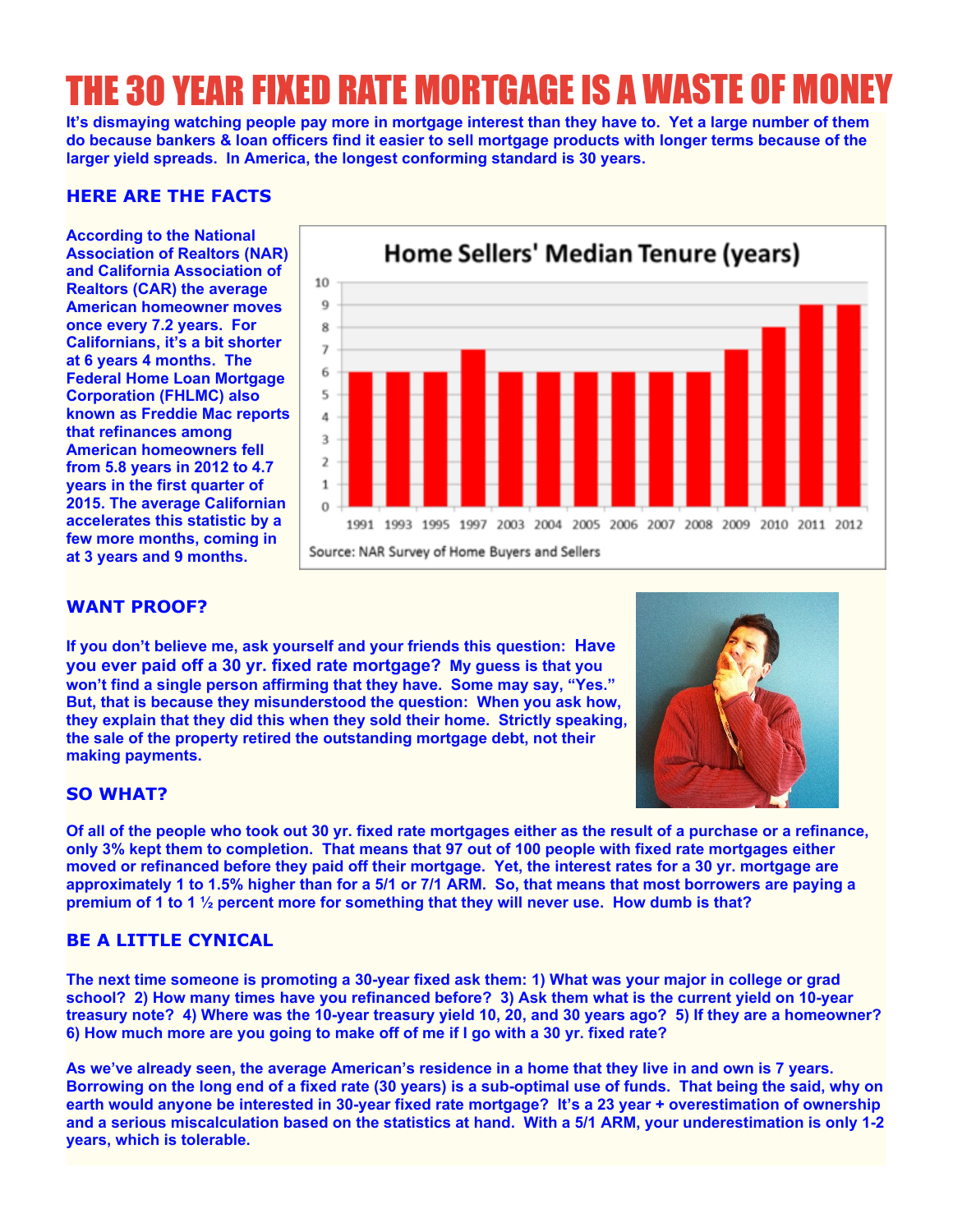# THE 30 YEAR FIXED RATE MORTGAGE IS A WASTE OF MONEY

**It's dismaying watching people pay more in mortgage interest than they have to. Yet a large number of them do because bankers & loan officers find it easier to sell mortgage products with longer terms because of the larger yield spreads. In America, the longest conforming standard is 30 years.**

## HERE ARE THE FACTS

**According to the National Association of Realtors (NAR) and California Association of Realtors (CAR) the average American homeowner moves once every 7.2 years. For Californians, it's a bit shorter at 6 years 4 months. The Federal Home Loan Mortgage Corporation (FHLMC) also known as Freddie Mac reports that refinances among American homeowners fell from 5.8 years in 2012 to 4.7 years in the first quarter of 2015. The average Californian accelerates this statistic by a few more months, coming in at 3 years and 9 months.**

**Home Sellers' Median Tenure (years)**

| Year | 1991 | 1993 | 1995 | 1997 | 2003 | 2004 | 2005 | 2006 | 2007 | 2008 | 2009 | 2010 | 2011 | 2012 |
|---|---|---|---|---|---|---|---|---|---|---|---|---|---|---|
| Median Tenure (years) | 6 | 6 | 6 | 7 | 6 | 6 | 6 | 6 | 6 | 6 | 7 | 8 | 9 | 9 |

Source: NAR Survey of Home Buyers and Sellers

## WANT PROOF?

**If you don't believe me, ask yourself and your friends this question: Have you ever paid off a 30 yr. fixed rate mortgage? My guess is that you won't find a single person affirming that they have. Some may say, "Yes." But, that is because they misunderstood the question: When you ask how, they explain that they did this when they sold their home. Strictly speaking, the sale of the property retired the outstanding mortgage debt, not their making payments.**

## SO WHAT?

**Of all of the people who took out 30 yr. fixed rate mortgages either as the result of a purchase or a refinance, only 3% kept them to completion. That means that 97 out of 100 people with fixed rate mortgages either moved or refinanced before they paid off their mortgage. Yet, the interest rates for a 30 yr. mortgage are approximately 1 to 1.5% higher than for a 5/1 or 7/1 ARM. So, that means that most borrowers are paying a premium of 1 to 1 ½ percent more for something that they will never use. How dumb is that?**

## BE A LITTLE CYNICAL

**The next time someone is promoting a 30-year fixed ask them: 1) What was your major in college or grad school? 2) How many times have you refinanced before? 3) Ask them what is the current yield on 10-year treasury note? 4) Where was the 10-year treasury yield 10, 20, and 30 years ago? 5) If they are a homeowner? 6) How much more are you going to make off of me if I go with a 30 yr. fixed rate?**

**As we've already seen, the average American's residence in a home that they live in and own is 7 years. Borrowing on the long end of a fixed rate (30 years) is a sub-optimal use of funds. That being the said, why on earth would anyone be interested in 30-year fixed rate mortgage? It's a 23 year + overestimation of ownership and a serious miscalculation based on the statistics at hand. With a 5/1 ARM, your underestimation is only 1-2 years, which is tolerable.**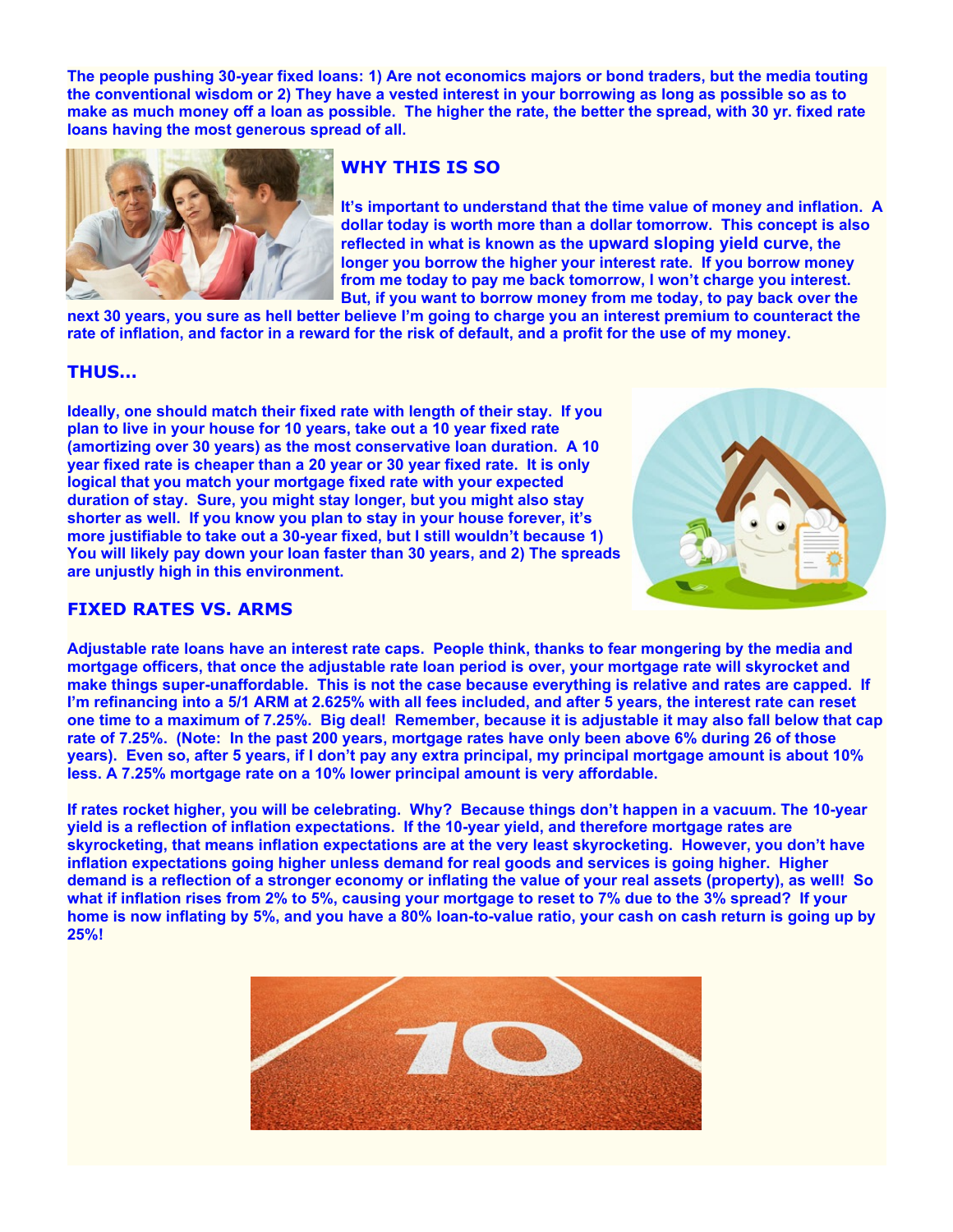**The people pushing 30-year fixed loans: 1) Are not economics majors or bond traders, but the media touting the conventional wisdom or 2) They have a vested interest in your borrowing as long as possible so as to make as much money off a loan as possible. The higher the rate, the better the spread, with 30 yr. fixed rate loans having the most generous spread of all.**

## WHY THIS IS SO

**It's important to understand that the time value of money and inflation. A dollar today is worth more than a dollar tomorrow. This concept is also reflected in what is known as the upward sloping yield curve, the longer you borrow the higher your interest rate. If you borrow money from me today to pay me back tomorrow, I won't charge you interest. But, if you want to borrow money from me today, to pay back over the next 30 years, you sure as hell better believe I'm going to charge you an interest premium to counteract the rate of inflation, and factor in a reward for the risk of default, and a profit for the use of my money.**

## THUS...

**Ideally, one should match their fixed rate with length of their stay. If you plan to live in your house for 10 years, take out a 10 year fixed rate (amortizing over 30 years) as the most conservative loan duration. A 10 year fixed rate is cheaper than a 20 year or 30 year fixed rate. It is only logical that you match your mortgage fixed rate with your expected duration of stay. Sure, you might stay longer, but you might also stay shorter as well. If you know you plan to stay in your house forever, it's more justifiable to take out a 30-year fixed, but I still wouldn't because 1) You will likely pay down your loan faster than 30 years, and 2) The spreads are unjustly high in this environment.**

## FIXED RATES VS. ARMS

**Adjustable rate loans have an interest rate caps. People think, thanks to fear mongering by the media and mortgage officers, that once the adjustable rate loan period is over, your mortgage rate will skyrocket and make things super-unaffordable. This is not the case because everything is relative and rates are capped. If I'm refinancing into a 5/1 ARM at 2.625% with all fees included, and after 5 years, the interest rate can reset one time to a maximum of 7.25%. Big deal! Remember, because it is adjustable it may also fall below that cap rate of 7.25%. (Note: In the past 200 years, mortgage rates have only been above 6% during 26 of those years). Even so, after 5 years, if I don't pay any extra principal, my principal mortgage amount is about 10% less. A 7.25% mortgage rate on a 10% lower principal amount is very affordable.**

**If rates rocket higher, you will be celebrating. Why? Because things don't happen in a vacuum. The 10-year yield is a reflection of inflation expectations. If the 10-year yield, and therefore mortgage rates are skyrocketing, that means inflation expectations are at the very least skyrocketing. However, you don't have inflation expectations going higher unless demand for real goods and services is going higher. Higher demand is a reflection of a stronger economy or inflating the value of your real assets (property), as well! So what if inflation rises from 2% to 5%, causing your mortgage to reset to 7% due to the 3% spread? If your home is now inflating by 5%, and you have a 80% loan-to-value ratio, your cash on cash return is going up by 25%!**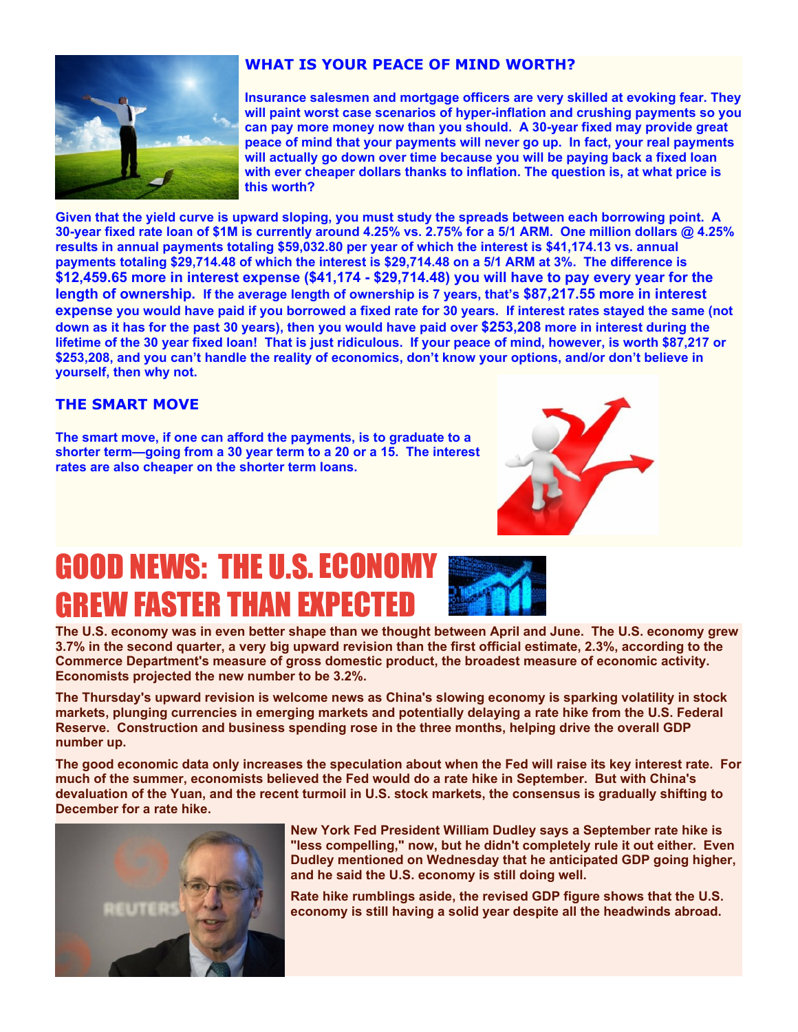## WHAT IS YOUR PEACE OF MIND WORTH?

**Insurance salesmen and mortgage officers are very skilled at evoking fear. They will paint worst case scenarios of hyper-inflation and crushing payments so you can pay more money now than you should. A 30-year fixed may provide great peace of mind that your payments will never go up. In fact, your real payments will actually go down over time because you will be paying back a fixed loan with ever cheaper dollars thanks to inflation. The question is, at what price is this worth?**

**Given that the yield curve is upward sloping, you must study the spreads between each borrowing point. A 30-year fixed rate loan of $1M is currently around 4.25% vs. 2.75% for a 5/1 ARM. One million dollars @ 4.25% results in annual payments totaling $59,032.80 per year of which the interest is $41,174.13 vs. annual payments totaling $29,714.48 of which the interest is $29,714.48 on a 5/1 ARM at 3%. The difference is $12,459.65 more in interest expense ($41,174 - $29,714.48) you will have to pay every year for the length of ownership. If the average length of ownership is 7 years, that's $87,217.55 more in interest expense you would have paid if you borrowed a fixed rate for 30 years. If interest rates stayed the same (not down as it has for the past 30 years), then you would have paid over $253,208 more in interest during the lifetime of the 30 year fixed loan! That is just ridiculous. If your peace of mind, however, is worth $87,217 or $253,208, and you can't handle the reality of economics, don't know your options, and/or don't believe in yourself, then why not.**

## THE SMART MOVE

**The smart move, if one can afford the payments, is to graduate to a shorter term—going from a 30 year term to a 20 or a 15. The interest rates are also cheaper on the shorter term loans.**

# GOOD NEWS: THE U.S. ECONOMY GREW FASTER THAN EXPECTED

**The U.S. economy was in even better shape than we thought between April and June. The U.S. economy grew 3.7% in the second quarter, a very big upward revision than the first official estimate, 2.3%, according to the Commerce Department's measure of gross domestic product, the broadest measure of economic activity. Economists projected the new number to be 3.2%.**

**The Thursday's upward revision is welcome news as China's slowing economy is sparking volatility in stock markets, plunging currencies in emerging markets and potentially delaying a rate hike from the U.S. Federal Reserve. Construction and business spending rose in the three months, helping drive the overall GDP number up.**

**The good economic data only increases the speculation about when the Fed will raise its key interest rate. For much of the summer, economists believed the Fed would do a rate hike in September. But with China's devaluation of the Yuan, and the recent turmoil in U.S. stock markets, the consensus is gradually shifting to December for a rate hike.**

**New York Fed President William Dudley says a September rate hike is "less compelling," now, but he didn't completely rule it out either. Even Dudley mentioned on Wednesday that he anticipated GDP going higher, and he said the U.S. economy is still doing well.**

**Rate hike rumblings aside, the revised GDP figure shows that the U.S. economy is still having a solid year despite all the headwinds abroad.**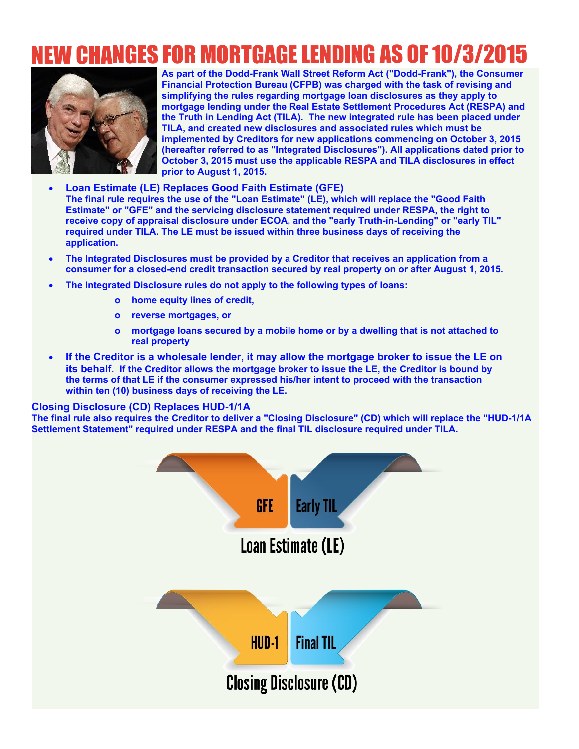# NEW CHANGES FOR MORTGAGE LENDING AS OF 10/3/2015

**As part of the Dodd-Frank Wall Street Reform Act ("Dodd-Frank"), the Consumer Financial Protection Bureau (CFPB) was charged with the task of revising and simplifying the rules regarding mortgage loan disclosures as they apply to mortgage lending under the Real Estate Settlement Procedures Act (RESPA) and the Truth in Lending Act (TILA). The new integrated rule has been placed under TILA, and created new disclosures and associated rules which must be implemented by Creditors for new applications commencing on October 3, 2015 (hereafter referred to as "Integrated Disclosures"). All applications dated prior to October 3, 2015 must use the applicable RESPA and TILA disclosures in effect prior to August 1, 2015.**

- **Loan Estimate (LE) Replaces Good Faith Estimate (GFE)**
  **The final rule requires the use of the "Loan Estimate" (LE), which will replace the "Good Faith Estimate" or "GFE" and the servicing disclosure statement required under RESPA, the right to receive copy of appraisal disclosure under ECOA, and the "early Truth-in-Lending" or "early TIL" required under TILA. The LE must be issued within three business days of receiving the application.**
- **The Integrated Disclosures must be provided by a Creditor that receives an application from a consumer for a closed-end credit transaction secured by real property on or after August 1, 2015.**
- **The Integrated Disclosure rules do not apply to the following types of loans:**
  - **home equity lines of credit,**
  - **reverse mortgages, or**
  - **mortgage loans secured by a mobile home or by a dwelling that is not attached to real property**
- **If the Creditor is a wholesale lender, it may allow the mortgage broker to issue the LE on its behalf. If the Creditor allows the mortgage broker to issue the LE, the Creditor is bound by the terms of that LE if the consumer expressed his/her intent to proceed with the transaction within ten (10) business days of receiving the LE.**

### Closing Disclosure (CD) Replaces HUD-1/1A

**The final rule also requires the Creditor to deliver a "Closing Disclosure" (CD) which will replace the "HUD-1/1A Settlement Statement" required under RESPA and the final TIL disclosure required under TILA.**

GFE | Early TIL

Loan Estimate (LE)

HUD-1 | Final TIL

Closing Disclosure (CD)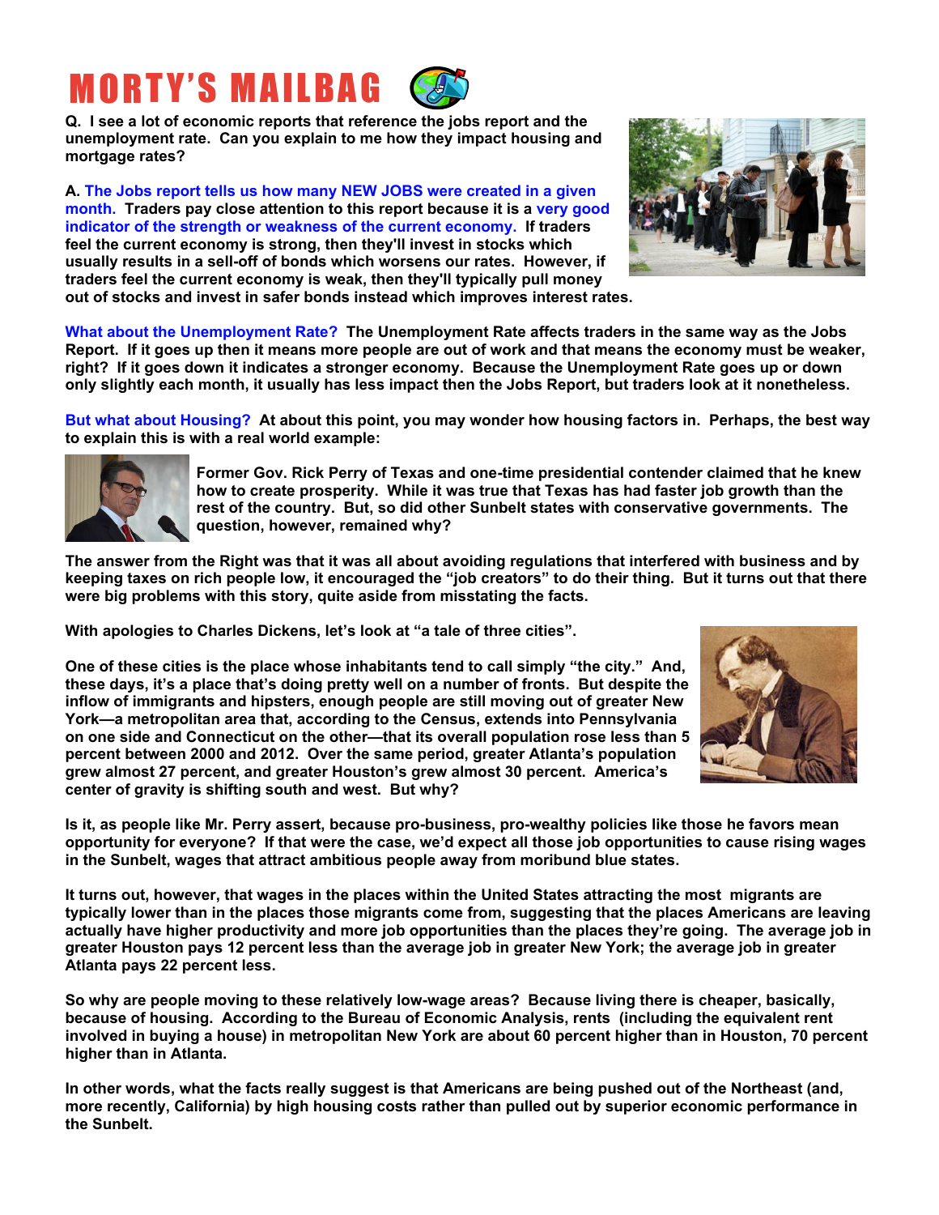# MORTY'S MAILBAG

**Q. I see a lot of economic reports that reference the jobs report and the unemployment rate. Can you explain to me how they impact housing and mortgage rates?**

**A. The Jobs report tells us how many NEW JOBS were created in a given month. Traders pay close attention to this report because it is a very good indicator of the strength or weakness of the current economy. If traders feel the current economy is strong, then they'll invest in stocks which usually results in a sell-off of bonds which worsens our rates. However, if traders feel the current economy is weak, then they'll typically pull money out of stocks and invest in safer bonds instead which improves interest rates.**

**What about the Unemployment Rate? The Unemployment Rate affects traders in the same way as the Jobs Report. If it goes up then it means more people are out of work and that means the economy must be weaker, right? If it goes down it indicates a stronger economy. Because the Unemployment Rate goes up or down only slightly each month, it usually has less impact then the Jobs Report, but traders look at it nonetheless.**

**But what about Housing? At about this point, you may wonder how housing factors in. Perhaps, the best way to explain this is with a real world example:**

**Former Gov. Rick Perry of Texas and one-time presidential contender claimed that he knew how to create prosperity. While it was true that Texas has had faster job growth than the rest of the country. But, so did other Sunbelt states with conservative governments. The question, however, remained why?**

**The answer from the Right was that it was all about avoiding regulations that interfered with business and by keeping taxes on rich people low, it encouraged the "job creators" to do their thing. But it turns out that there were big problems with this story, quite aside from misstating the facts.**

**With apologies to Charles Dickens, let's look at "a tale of three cities".**

**One of these cities is the place whose inhabitants tend to call simply "the city." And, these days, it's a place that's doing pretty well on a number of fronts. But despite the inflow of immigrants and hipsters, enough people are still moving out of greater New York—a metropolitan area that, according to the Census, extends into Pennsylvania on one side and Connecticut on the other—that its overall population rose less than 5 percent between 2000 and 2012. Over the same period, greater Atlanta's population grew almost 27 percent, and greater Houston's grew almost 30 percent. America's center of gravity is shifting south and west. But why?**

**Is it, as people like Mr. Perry assert, because pro-business, pro-wealthy policies like those he favors mean opportunity for everyone? If that were the case, we'd expect all those job opportunities to cause rising wages in the Sunbelt, wages that attract ambitious people away from moribund blue states.**

**It turns out, however, that wages in the places within the United States attracting the most migrants are typically lower than in the places those migrants come from, suggesting that the places Americans are leaving actually have higher productivity and more job opportunities than the places they're going. The average job in greater Houston pays 12 percent less than the average job in greater New York; the average job in greater Atlanta pays 22 percent less.**

**So why are people moving to these relatively low-wage areas? Because living there is cheaper, basically, because of housing. According to the Bureau of Economic Analysis, rents (including the equivalent rent involved in buying a house) in metropolitan New York are about 60 percent higher than in Houston, 70 percent higher than in Atlanta.**

**In other words, what the facts really suggest is that Americans are being pushed out of the Northeast (and, more recently, California) by high housing costs rather than pulled out by superior economic performance in the Sunbelt.**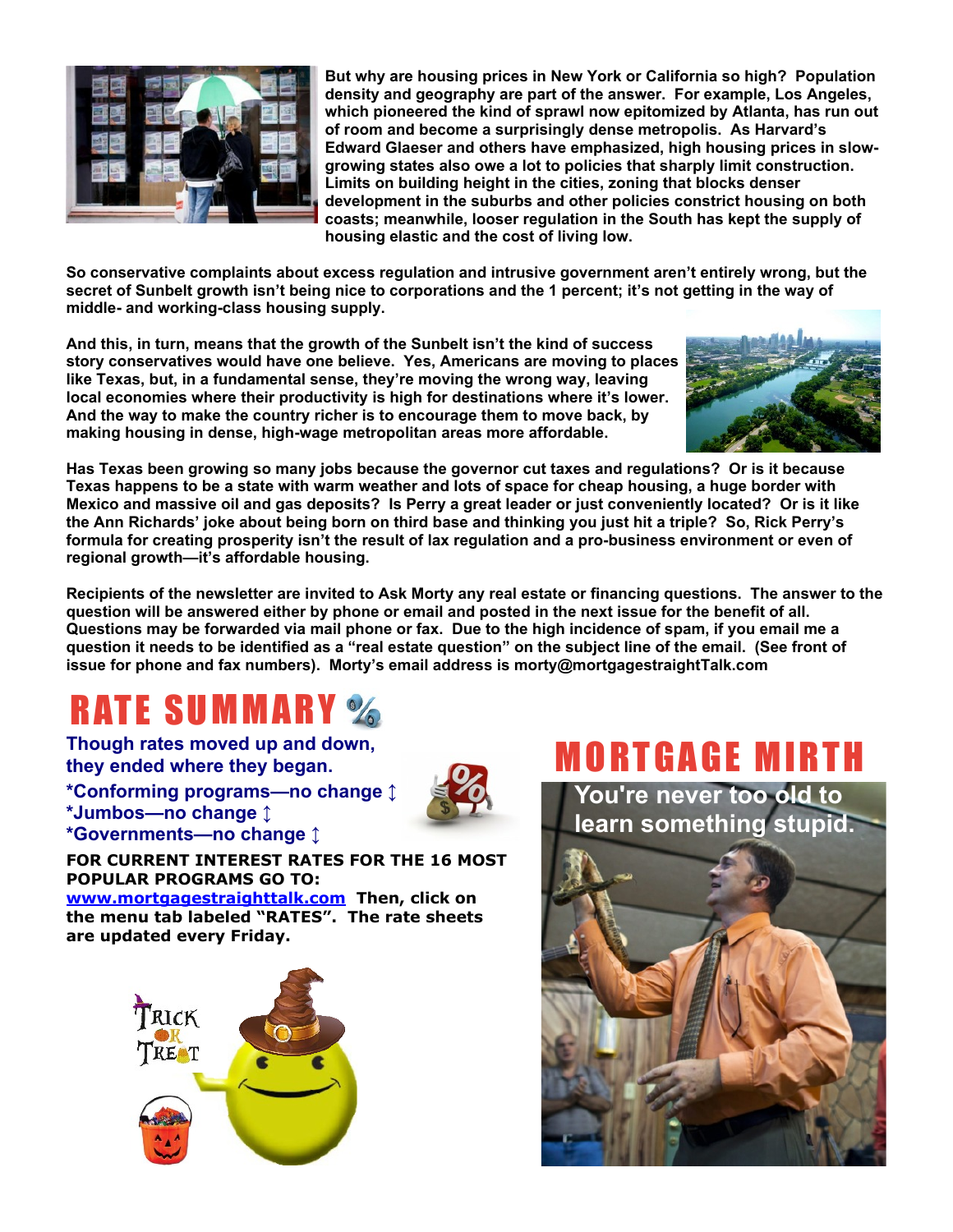**But why are housing prices in New York or California so high? Population density and geography are part of the answer. For example, Los Angeles, which pioneered the kind of sprawl now epitomized by Atlanta, has run out of room and become a surprisingly dense metropolis. As Harvard's Edward Glaeser and others have emphasized, high housing prices in slow-growing states also owe a lot to policies that sharply limit construction. Limits on building height in the cities, zoning that blocks denser development in the suburbs and other policies constrict housing on both coasts; meanwhile, looser regulation in the South has kept the supply of housing elastic and the cost of living low.**

**So conservative complaints about excess regulation and intrusive government aren't entirely wrong, but the secret of Sunbelt growth isn't being nice to corporations and the 1 percent; it's not getting in the way of middle- and working-class housing supply.**

**And this, in turn, means that the growth of the Sunbelt isn't the kind of success story conservatives would have one believe. Yes, Americans are moving to places like Texas, but, in a fundamental sense, they're moving the wrong way, leaving local economies where their productivity is high for destinations where it's lower. And the way to make the country richer is to encourage them to move back, by making housing in dense, high-wage metropolitan areas more affordable.**

**Has Texas been growing so many jobs because the governor cut taxes and regulations? Or is it because Texas happens to be a state with warm weather and lots of space for cheap housing, a huge border with Mexico and massive oil and gas deposits? Is Perry a great leader or just conveniently located? Or is it like the Ann Richards' joke about being born on third base and thinking you just hit a triple? So, Rick Perry's formula for creating prosperity isn't the result of lax regulation and a pro-business environment or even of regional growth—it's affordable housing.**

**Recipients of the newsletter are invited to Ask Morty any real estate or financing questions. The answer to the question will be answered either by phone or email and posted in the next issue for the benefit of all. Questions may be forwarded via mail phone or fax. Due to the high incidence of spam, if you email me a question it needs to be identified as a "real estate question" on the subject line of the email. (See front of issue for phone and fax numbers). Morty's email address is morty@mortgagestraightTalk.com**

# RATE SUMMARY

**Though rates moved up and down, they ended where they began.**

**\*Conforming programs—no change ↕**
**\*Jumbos—no change ↕**
**\*Governments—no change ↕**

**FOR CURRENT INTEREST RATES FOR THE 16 MOST POPULAR PROGRAMS GO TO: www.mortgagestraighttalk.com Then, click on the menu tab labeled "RATES". The rate sheets are updated every Friday.**

# MORTGAGE MIRTH

You're never too old to learn something stupid.